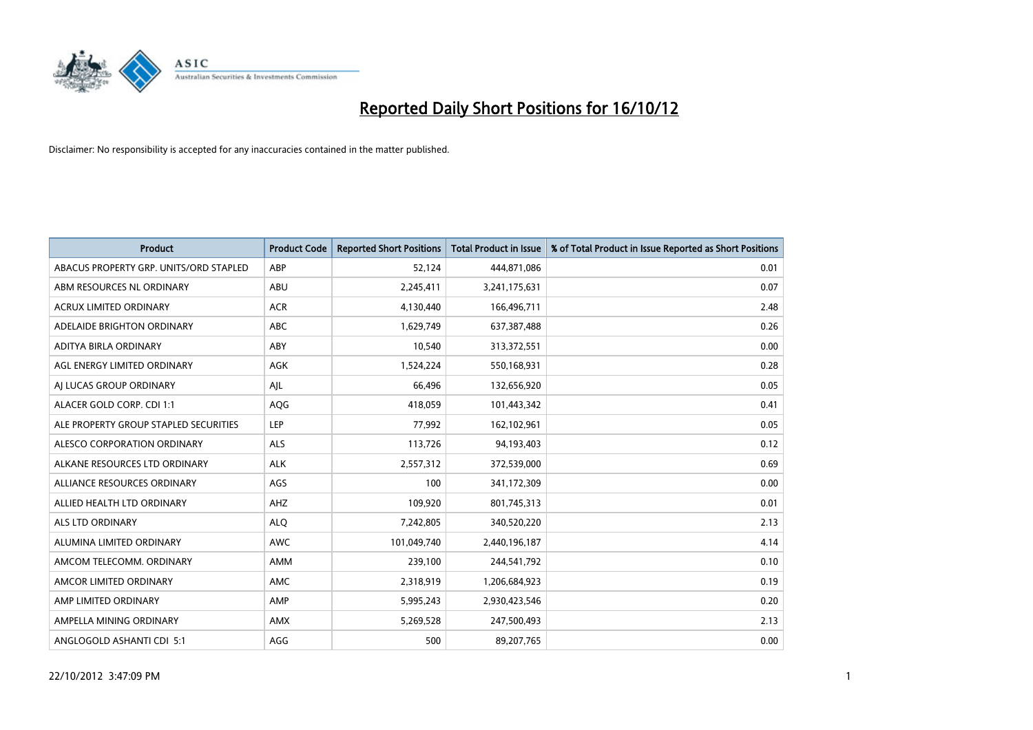# Reported Daily Short Positions for 16/10/12

Disclaimer: No responsibility is accepted for any inaccuracies contained in the matter published.

| Product | Product Code | Reported Short Positions | Total Product in Issue | % of Total Product in Issue Reported as Short Positions |
|---|---|---|---|---|
| ABACUS PROPERTY GRP. UNITS/ORD STAPLED | ABP | 52,124 | 444,871,086 | 0.01 |
| ABM RESOURCES NL ORDINARY | ABU | 2,245,411 | 3,241,175,631 | 0.07 |
| ACRUX LIMITED ORDINARY | ACR | 4,130,440 | 166,496,711 | 2.48 |
| ADELAIDE BRIGHTON ORDINARY | ABC | 1,629,749 | 637,387,488 | 0.26 |
| ADITYA BIRLA ORDINARY | ABY | 10,540 | 313,372,551 | 0.00 |
| AGL ENERGY LIMITED ORDINARY | AGK | 1,524,224 | 550,168,931 | 0.28 |
| AJ LUCAS GROUP ORDINARY | AJL | 66,496 | 132,656,920 | 0.05 |
| ALACER GOLD CORP. CDI 1:1 | AQG | 418,059 | 101,443,342 | 0.41 |
| ALE PROPERTY GROUP STAPLED SECURITIES | LEP | 77,992 | 162,102,961 | 0.05 |
| ALESCO CORPORATION ORDINARY | ALS | 113,726 | 94,193,403 | 0.12 |
| ALKANE RESOURCES LTD ORDINARY | ALK | 2,557,312 | 372,539,000 | 0.69 |
| ALLIANCE RESOURCES ORDINARY | AGS | 100 | 341,172,309 | 0.00 |
| ALLIED HEALTH LTD ORDINARY | AHZ | 109,920 | 801,745,313 | 0.01 |
| ALS LTD ORDINARY | ALQ | 7,242,805 | 340,520,220 | 2.13 |
| ALUMINA LIMITED ORDINARY | AWC | 101,049,740 | 2,440,196,187 | 4.14 |
| AMCOM TELECOMM. ORDINARY | AMM | 239,100 | 244,541,792 | 0.10 |
| AMCOR LIMITED ORDINARY | AMC | 2,318,919 | 1,206,684,923 | 0.19 |
| AMP LIMITED ORDINARY | AMP | 5,995,243 | 2,930,423,546 | 0.20 |
| AMPELLA MINING ORDINARY | AMX | 5,269,528 | 247,500,493 | 2.13 |
| ANGLOGOLD ASHANTI CDI 5:1 | AGG | 500 | 89,207,765 | 0.00 |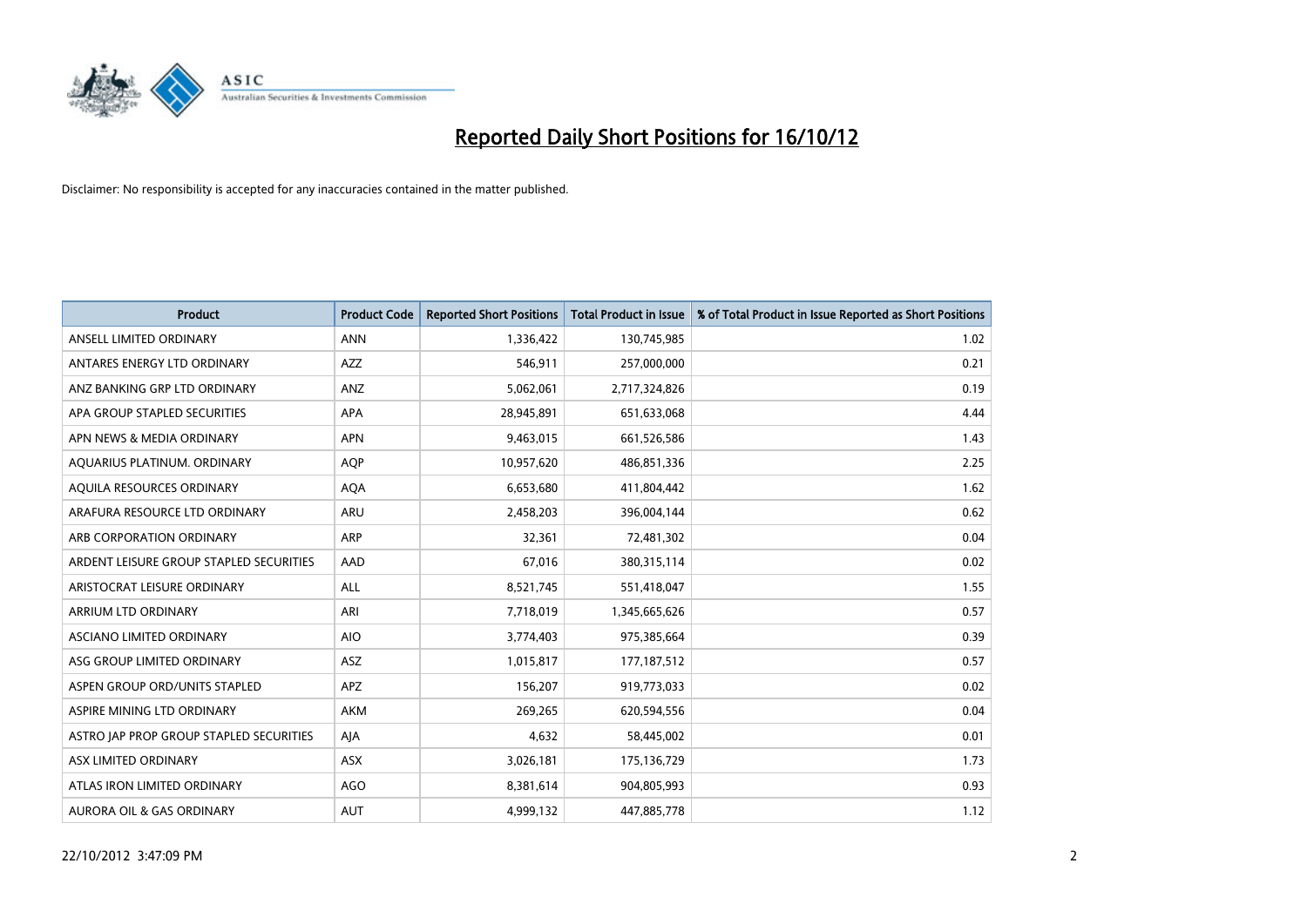# Reported Daily Short Positions for 16/10/12

Disclaimer: No responsibility is accepted for any inaccuracies contained in the matter published.

| Product | Product Code | Reported Short Positions | Total Product in Issue | % of Total Product in Issue Reported as Short Positions |
|---|---|---|---|---|
| ANSELL LIMITED ORDINARY | ANN | 1,336,422 | 130,745,985 | 1.02 |
| ANTARES ENERGY LTD ORDINARY | AZZ | 546,911 | 257,000,000 | 0.21 |
| ANZ BANKING GRP LTD ORDINARY | ANZ | 5,062,061 | 2,717,324,826 | 0.19 |
| APA GROUP STAPLED SECURITIES | APA | 28,945,891 | 651,633,068 | 4.44 |
| APN NEWS & MEDIA ORDINARY | APN | 9,463,015 | 661,526,586 | 1.43 |
| AQUARIUS PLATINUM. ORDINARY | AQP | 10,957,620 | 486,851,336 | 2.25 |
| AQUILA RESOURCES ORDINARY | AQA | 6,653,680 | 411,804,442 | 1.62 |
| ARAFURA RESOURCE LTD ORDINARY | ARU | 2,458,203 | 396,004,144 | 0.62 |
| ARB CORPORATION ORDINARY | ARP | 32,361 | 72,481,302 | 0.04 |
| ARDENT LEISURE GROUP STAPLED SECURITIES | AAD | 67,016 | 380,315,114 | 0.02 |
| ARISTOCRAT LEISURE ORDINARY | ALL | 8,521,745 | 551,418,047 | 1.55 |
| ARRIUM LTD ORDINARY | ARI | 7,718,019 | 1,345,665,626 | 0.57 |
| ASCIANO LIMITED ORDINARY | AIO | 3,774,403 | 975,385,664 | 0.39 |
| ASG GROUP LIMITED ORDINARY | ASZ | 1,015,817 | 177,187,512 | 0.57 |
| ASPEN GROUP ORD/UNITS STAPLED | APZ | 156,207 | 919,773,033 | 0.02 |
| ASPIRE MINING LTD ORDINARY | AKM | 269,265 | 620,594,556 | 0.04 |
| ASTRO JAP PROP GROUP STAPLED SECURITIES | AJA | 4,632 | 58,445,002 | 0.01 |
| ASX LIMITED ORDINARY | ASX | 3,026,181 | 175,136,729 | 1.73 |
| ATLAS IRON LIMITED ORDINARY | AGO | 8,381,614 | 904,805,993 | 0.93 |
| AURORA OIL & GAS ORDINARY | AUT | 4,999,132 | 447,885,778 | 1.12 |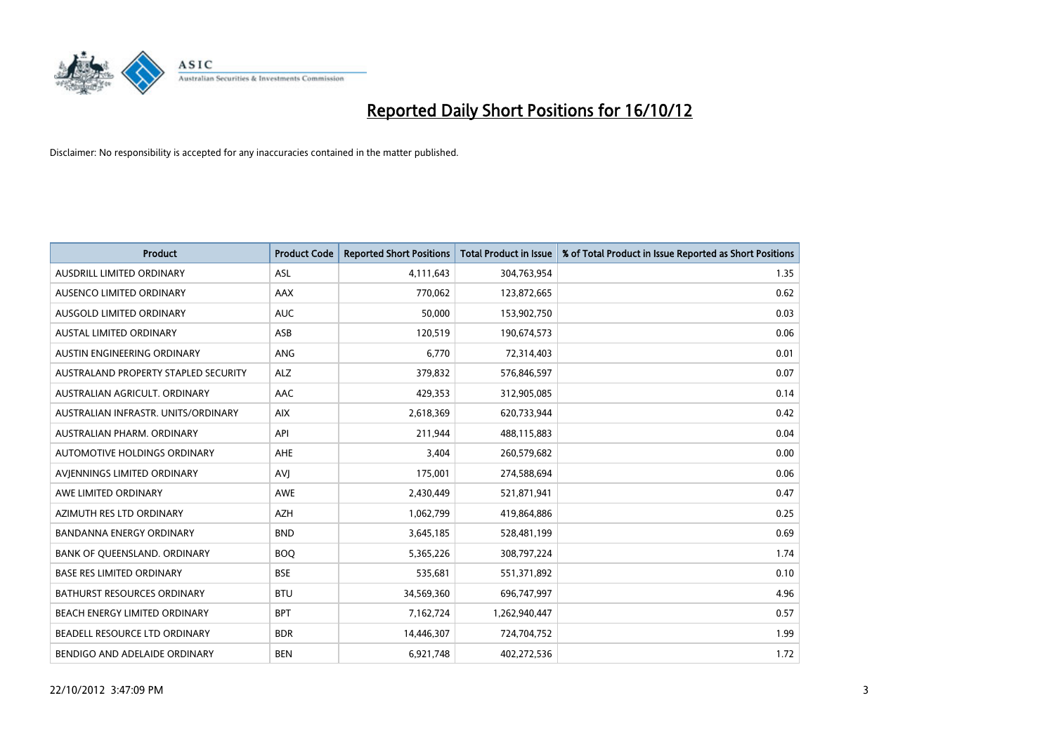# Reported Daily Short Positions for 16/10/12

Disclaimer: No responsibility is accepted for any inaccuracies contained in the matter published.

| Product | Product Code | Reported Short Positions | Total Product in Issue | % of Total Product in Issue Reported as Short Positions |
|---|---|---|---|---|
| AUSDRILL LIMITED ORDINARY | ASL | 4,111,643 | 304,763,954 | 1.35 |
| AUSENCO LIMITED ORDINARY | AAX | 770,062 | 123,872,665 | 0.62 |
| AUSGOLD LIMITED ORDINARY | AUC | 50,000 | 153,902,750 | 0.03 |
| AUSTAL LIMITED ORDINARY | ASB | 120,519 | 190,674,573 | 0.06 |
| AUSTIN ENGINEERING ORDINARY | ANG | 6,770 | 72,314,403 | 0.01 |
| AUSTRALAND PROPERTY STAPLED SECURITY | ALZ | 379,832 | 576,846,597 | 0.07 |
| AUSTRALIAN AGRICULT. ORDINARY | AAC | 429,353 | 312,905,085 | 0.14 |
| AUSTRALIAN INFRASTR. UNITS/ORDINARY | AIX | 2,618,369 | 620,733,944 | 0.42 |
| AUSTRALIAN PHARM. ORDINARY | API | 211,944 | 488,115,883 | 0.04 |
| AUTOMOTIVE HOLDINGS ORDINARY | AHE | 3,404 | 260,579,682 | 0.00 |
| AVJENNINGS LIMITED ORDINARY | AVJ | 175,001 | 274,588,694 | 0.06 |
| AWE LIMITED ORDINARY | AWE | 2,430,449 | 521,871,941 | 0.47 |
| AZIMUTH RES LTD ORDINARY | AZH | 1,062,799 | 419,864,886 | 0.25 |
| BANDANNA ENERGY ORDINARY | BND | 3,645,185 | 528,481,199 | 0.69 |
| BANK OF QUEENSLAND. ORDINARY | BOQ | 5,365,226 | 308,797,224 | 1.74 |
| BASE RES LIMITED ORDINARY | BSE | 535,681 | 551,371,892 | 0.10 |
| BATHURST RESOURCES ORDINARY | BTU | 34,569,360 | 696,747,997 | 4.96 |
| BEACH ENERGY LIMITED ORDINARY | BPT | 7,162,724 | 1,262,940,447 | 0.57 |
| BEADELL RESOURCE LTD ORDINARY | BDR | 14,446,307 | 724,704,752 | 1.99 |
| BENDIGO AND ADELAIDE ORDINARY | BEN | 6,921,748 | 402,272,536 | 1.72 |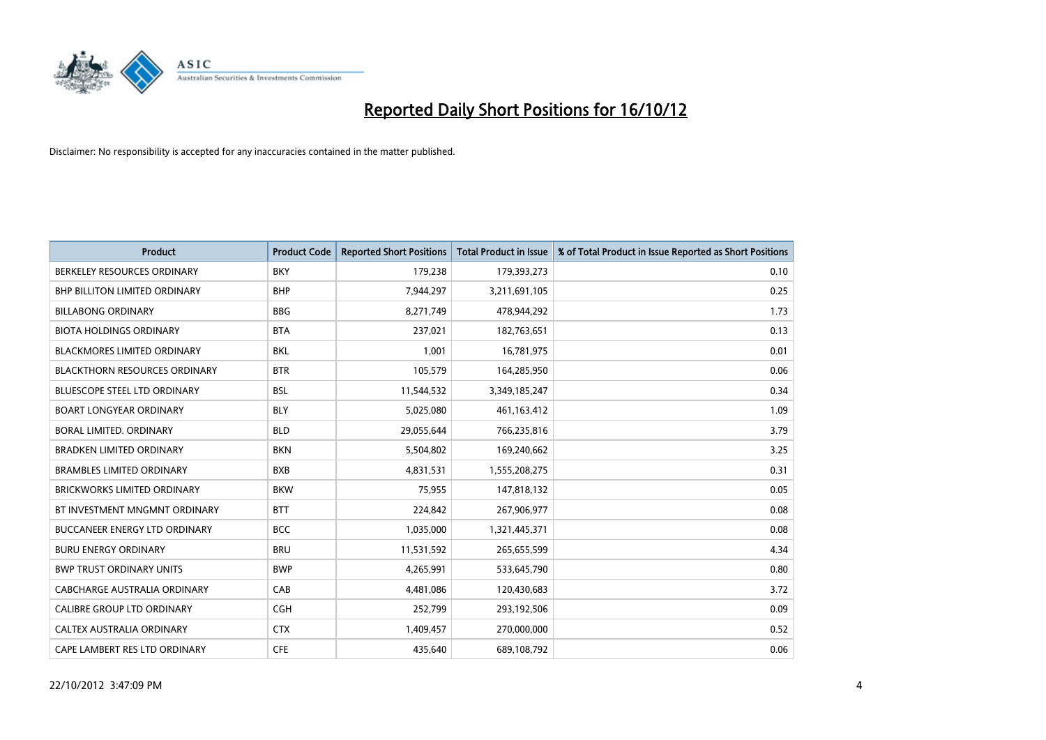# Reported Daily Short Positions for 16/10/12

Disclaimer: No responsibility is accepted for any inaccuracies contained in the matter published.

| Product | Product Code | Reported Short Positions | Total Product in Issue | % of Total Product in Issue Reported as Short Positions |
|---|---|---|---|---|
| BERKELEY RESOURCES ORDINARY | BKY | 179,238 | 179,393,273 | 0.10 |
| BHP BILLITON LIMITED ORDINARY | BHP | 7,944,297 | 3,211,691,105 | 0.25 |
| BILLABONG ORDINARY | BBG | 8,271,749 | 478,944,292 | 1.73 |
| BIOTA HOLDINGS ORDINARY | BTA | 237,021 | 182,763,651 | 0.13 |
| BLACKMORES LIMITED ORDINARY | BKL | 1,001 | 16,781,975 | 0.01 |
| BLACKTHORN RESOURCES ORDINARY | BTR | 105,579 | 164,285,950 | 0.06 |
| BLUESCOPE STEEL LTD ORDINARY | BSL | 11,544,532 | 3,349,185,247 | 0.34 |
| BOART LONGYEAR ORDINARY | BLY | 5,025,080 | 461,163,412 | 1.09 |
| BORAL LIMITED. ORDINARY | BLD | 29,055,644 | 766,235,816 | 3.79 |
| BRADKEN LIMITED ORDINARY | BKN | 5,504,802 | 169,240,662 | 3.25 |
| BRAMBLES LIMITED ORDINARY | BXB | 4,831,531 | 1,555,208,275 | 0.31 |
| BRICKWORKS LIMITED ORDINARY | BKW | 75,955 | 147,818,132 | 0.05 |
| BT INVESTMENT MNGMNT ORDINARY | BTT | 224,842 | 267,906,977 | 0.08 |
| BUCCANEER ENERGY LTD ORDINARY | BCC | 1,035,000 | 1,321,445,371 | 0.08 |
| BURU ENERGY ORDINARY | BRU | 11,531,592 | 265,655,599 | 4.34 |
| BWP TRUST ORDINARY UNITS | BWP | 4,265,991 | 533,645,790 | 0.80 |
| CABCHARGE AUSTRALIA ORDINARY | CAB | 4,481,086 | 120,430,683 | 3.72 |
| CALIBRE GROUP LTD ORDINARY | CGH | 252,799 | 293,192,506 | 0.09 |
| CALTEX AUSTRALIA ORDINARY | CTX | 1,409,457 | 270,000,000 | 0.52 |
| CAPE LAMBERT RES LTD ORDINARY | CFE | 435,640 | 689,108,792 | 0.06 |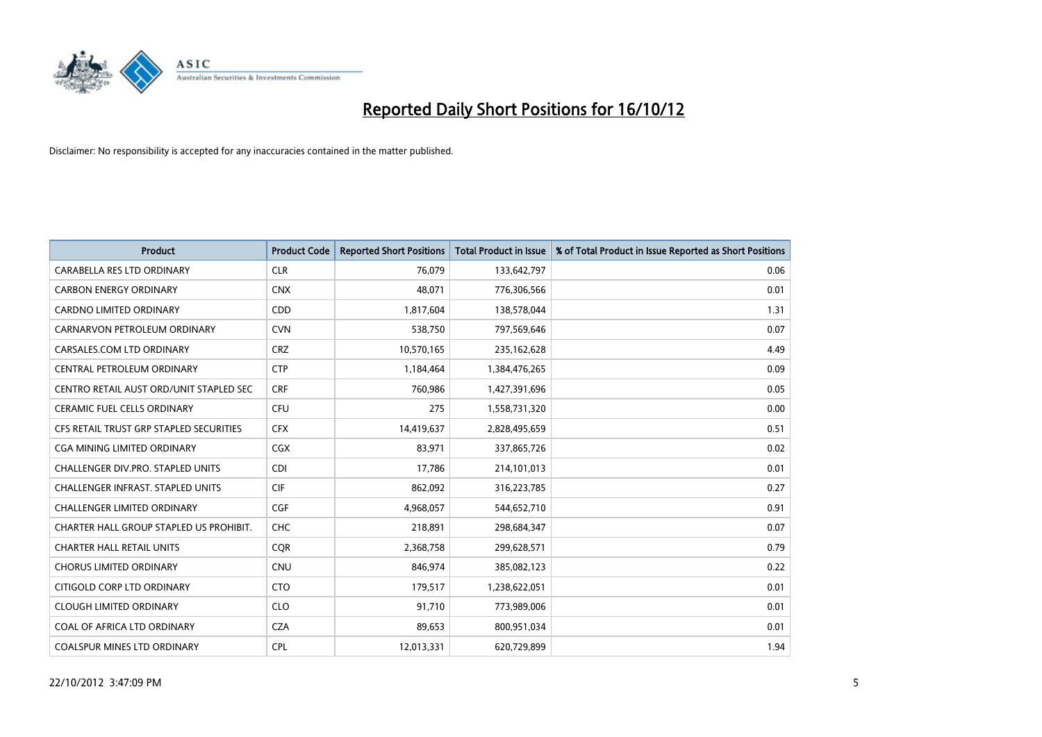# Reported Daily Short Positions for 16/10/12

Disclaimer: No responsibility is accepted for any inaccuracies contained in the matter published.

| Product | Product Code | Reported Short Positions | Total Product in Issue | % of Total Product in Issue Reported as Short Positions |
|---|---|---|---|---|
| CARABELLA RES LTD ORDINARY | CLR | 76,079 | 133,642,797 | 0.06 |
| CARBON ENERGY ORDINARY | CNX | 48,071 | 776,306,566 | 0.01 |
| CARDNO LIMITED ORDINARY | CDD | 1,817,604 | 138,578,044 | 1.31 |
| CARNARVON PETROLEUM ORDINARY | CVN | 538,750 | 797,569,646 | 0.07 |
| CARSALES.COM LTD ORDINARY | CRZ | 10,570,165 | 235,162,628 | 4.49 |
| CENTRAL PETROLEUM ORDINARY | CTP | 1,184,464 | 1,384,476,265 | 0.09 |
| CENTRO RETAIL AUST ORD/UNIT STAPLED SEC | CRF | 760,986 | 1,427,391,696 | 0.05 |
| CERAMIC FUEL CELLS ORDINARY | CFU | 275 | 1,558,731,320 | 0.00 |
| CFS RETAIL TRUST GRP STAPLED SECURITIES | CFX | 14,419,637 | 2,828,495,659 | 0.51 |
| CGA MINING LIMITED ORDINARY | CGX | 83,971 | 337,865,726 | 0.02 |
| CHALLENGER DIV.PRO. STAPLED UNITS | CDI | 17,786 | 214,101,013 | 0.01 |
| CHALLENGER INFRAST. STAPLED UNITS | CIF | 862,092 | 316,223,785 | 0.27 |
| CHALLENGER LIMITED ORDINARY | CGF | 4,968,057 | 544,652,710 | 0.91 |
| CHARTER HALL GROUP STAPLED US PROHIBIT. | CHC | 218,891 | 298,684,347 | 0.07 |
| CHARTER HALL RETAIL UNITS | CQR | 2,368,758 | 299,628,571 | 0.79 |
| CHORUS LIMITED ORDINARY | CNU | 846,974 | 385,082,123 | 0.22 |
| CITIGOLD CORP LTD ORDINARY | CTO | 179,517 | 1,238,622,051 | 0.01 |
| CLOUGH LIMITED ORDINARY | CLO | 91,710 | 773,989,006 | 0.01 |
| COAL OF AFRICA LTD ORDINARY | CZA | 89,653 | 800,951,034 | 0.01 |
| COALSPUR MINES LTD ORDINARY | CPL | 12,013,331 | 620,729,899 | 1.94 |

22/10/2012 3:47:09 PM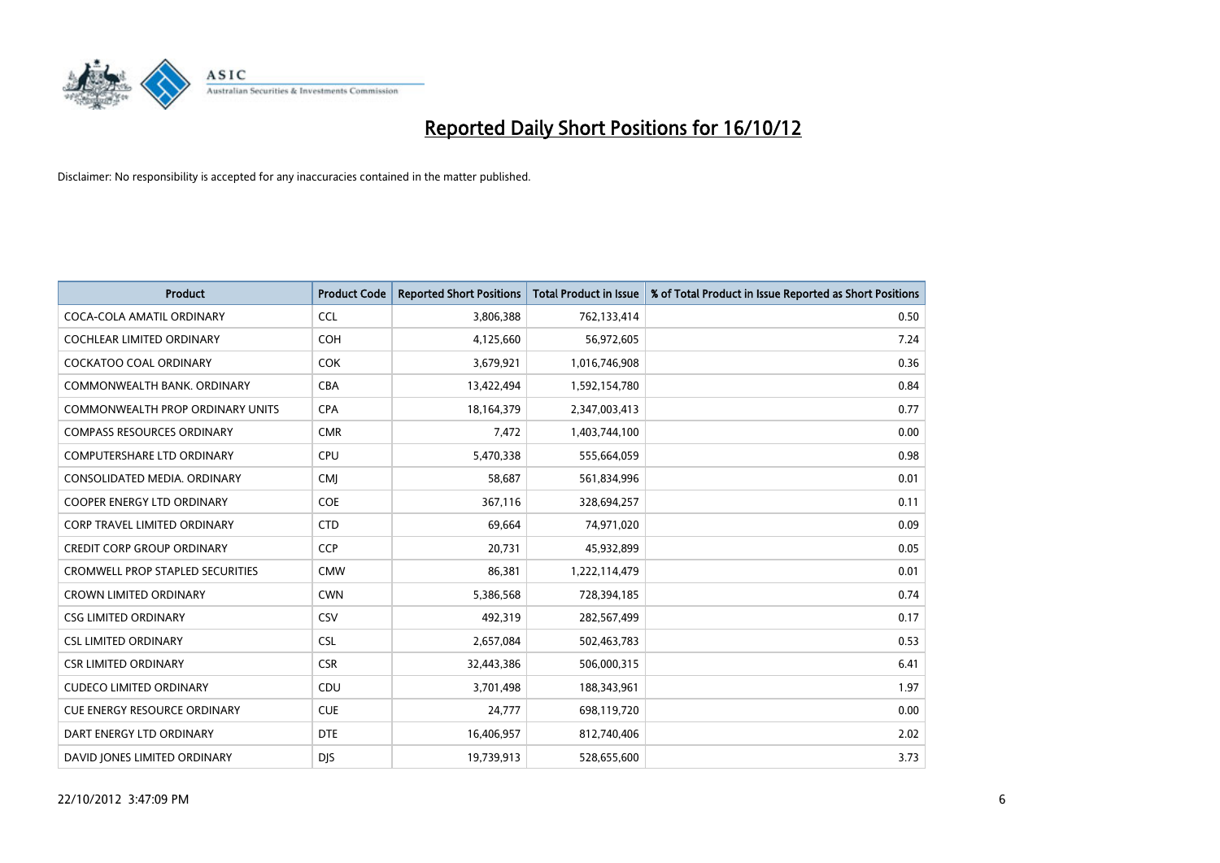# Reported Daily Short Positions for 16/10/12

Disclaimer: No responsibility is accepted for any inaccuracies contained in the matter published.

| Product | Product Code | Reported Short Positions | Total Product in Issue | % of Total Product in Issue Reported as Short Positions |
|---|---|---|---|---|
| COCA-COLA AMATIL ORDINARY | CCL | 3,806,388 | 762,133,414 | 0.50 |
| COCHLEAR LIMITED ORDINARY | COH | 4,125,660 | 56,972,605 | 7.24 |
| COCKATOO COAL ORDINARY | COK | 3,679,921 | 1,016,746,908 | 0.36 |
| COMMONWEALTH BANK. ORDINARY | CBA | 13,422,494 | 1,592,154,780 | 0.84 |
| COMMONWEALTH PROP ORDINARY UNITS | CPA | 18,164,379 | 2,347,003,413 | 0.77 |
| COMPASS RESOURCES ORDINARY | CMR | 7,472 | 1,403,744,100 | 0.00 |
| COMPUTERSHARE LTD ORDINARY | CPU | 5,470,338 | 555,664,059 | 0.98 |
| CONSOLIDATED MEDIA. ORDINARY | CMJ | 58,687 | 561,834,996 | 0.01 |
| COOPER ENERGY LTD ORDINARY | COE | 367,116 | 328,694,257 | 0.11 |
| CORP TRAVEL LIMITED ORDINARY | CTD | 69,664 | 74,971,020 | 0.09 |
| CREDIT CORP GROUP ORDINARY | CCP | 20,731 | 45,932,899 | 0.05 |
| CROMWELL PROP STAPLED SECURITIES | CMW | 86,381 | 1,222,114,479 | 0.01 |
| CROWN LIMITED ORDINARY | CWN | 5,386,568 | 728,394,185 | 0.74 |
| CSG LIMITED ORDINARY | CSV | 492,319 | 282,567,499 | 0.17 |
| CSL LIMITED ORDINARY | CSL | 2,657,084 | 502,463,783 | 0.53 |
| CSR LIMITED ORDINARY | CSR | 32,443,386 | 506,000,315 | 6.41 |
| CUDECO LIMITED ORDINARY | CDU | 3,701,498 | 188,343,961 | 1.97 |
| CUE ENERGY RESOURCE ORDINARY | CUE | 24,777 | 698,119,720 | 0.00 |
| DART ENERGY LTD ORDINARY | DTE | 16,406,957 | 812,740,406 | 2.02 |
| DAVID JONES LIMITED ORDINARY | DJS | 19,739,913 | 528,655,600 | 3.73 |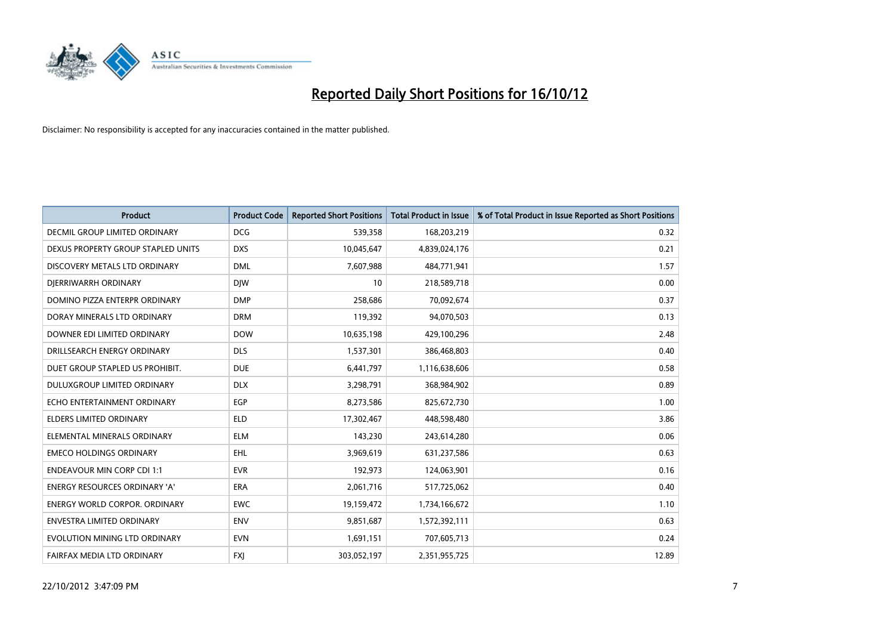# Reported Daily Short Positions for 16/10/12

Disclaimer: No responsibility is accepted for any inaccuracies contained in the matter published.

| Product | Product Code | Reported Short Positions | Total Product in Issue | % of Total Product in Issue Reported as Short Positions |
|---|---|---|---|---|
| DECMIL GROUP LIMITED ORDINARY | DCG | 539,358 | 168,203,219 | 0.32 |
| DEXUS PROPERTY GROUP STAPLED UNITS | DXS | 10,045,647 | 4,839,024,176 | 0.21 |
| DISCOVERY METALS LTD ORDINARY | DML | 7,607,988 | 484,771,941 | 1.57 |
| DJERRIWARRH ORDINARY | DJW | 10 | 218,589,718 | 0.00 |
| DOMINO PIZZA ENTERPR ORDINARY | DMP | 258,686 | 70,092,674 | 0.37 |
| DORAY MINERALS LTD ORDINARY | DRM | 119,392 | 94,070,503 | 0.13 |
| DOWNER EDI LIMITED ORDINARY | DOW | 10,635,198 | 429,100,296 | 2.48 |
| DRILLSEARCH ENERGY ORDINARY | DLS | 1,537,301 | 386,468,803 | 0.40 |
| DUET GROUP STAPLED US PROHIBIT. | DUE | 6,441,797 | 1,116,638,606 | 0.58 |
| DULUXGROUP LIMITED ORDINARY | DLX | 3,298,791 | 368,984,902 | 0.89 |
| ECHO ENTERTAINMENT ORDINARY | EGP | 8,273,586 | 825,672,730 | 1.00 |
| ELDERS LIMITED ORDINARY | ELD | 17,302,467 | 448,598,480 | 3.86 |
| ELEMENTAL MINERALS ORDINARY | ELM | 143,230 | 243,614,280 | 0.06 |
| EMECO HOLDINGS ORDINARY | EHL | 3,969,619 | 631,237,586 | 0.63 |
| ENDEAVOUR MIN CORP CDI 1:1 | EVR | 192,973 | 124,063,901 | 0.16 |
| ENERGY RESOURCES ORDINARY 'A' | ERA | 2,061,716 | 517,725,062 | 0.40 |
| ENERGY WORLD CORPOR. ORDINARY | EWC | 19,159,472 | 1,734,166,672 | 1.10 |
| ENVESTRA LIMITED ORDINARY | ENV | 9,851,687 | 1,572,392,111 | 0.63 |
| EVOLUTION MINING LTD ORDINARY | EVN | 1,691,151 | 707,605,713 | 0.24 |
| FAIRFAX MEDIA LTD ORDINARY | FXJ | 303,052,197 | 2,351,955,725 | 12.89 |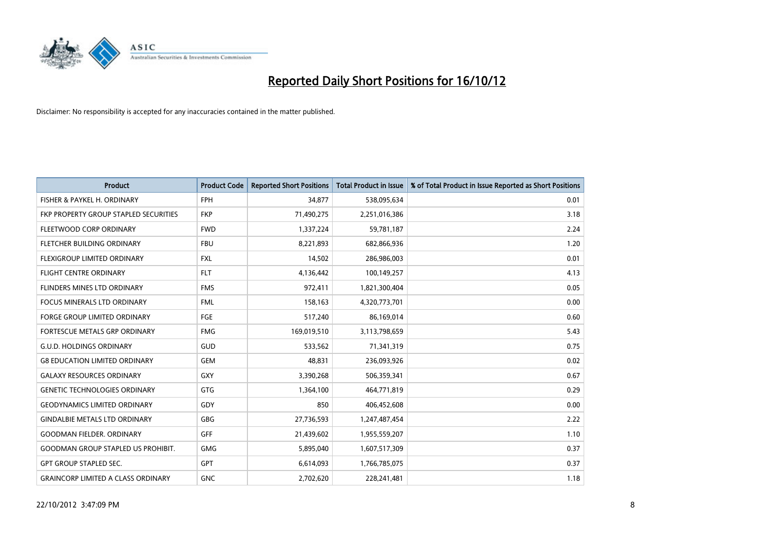# Reported Daily Short Positions for 16/10/12

Disclaimer: No responsibility is accepted for any inaccuracies contained in the matter published.

| Product | Product Code | Reported Short Positions | Total Product in Issue | % of Total Product in Issue Reported as Short Positions |
|---|---|---|---|---|
| FISHER & PAYKEL H. ORDINARY | FPH | 34,877 | 538,095,634 | 0.01 |
| FKP PROPERTY GROUP STAPLED SECURITIES | FKP | 71,490,275 | 2,251,016,386 | 3.18 |
| FLEETWOOD CORP ORDINARY | FWD | 1,337,224 | 59,781,187 | 2.24 |
| FLETCHER BUILDING ORDINARY | FBU | 8,221,893 | 682,866,936 | 1.20 |
| FLEXIGROUP LIMITED ORDINARY | FXL | 14,502 | 286,986,003 | 0.01 |
| FLIGHT CENTRE ORDINARY | FLT | 4,136,442 | 100,149,257 | 4.13 |
| FLINDERS MINES LTD ORDINARY | FMS | 972,411 | 1,821,300,404 | 0.05 |
| FOCUS MINERALS LTD ORDINARY | FML | 158,163 | 4,320,773,701 | 0.00 |
| FORGE GROUP LIMITED ORDINARY | FGE | 517,240 | 86,169,014 | 0.60 |
| FORTESCUE METALS GRP ORDINARY | FMG | 169,019,510 | 3,113,798,659 | 5.43 |
| G.U.D. HOLDINGS ORDINARY | GUD | 533,562 | 71,341,319 | 0.75 |
| G8 EDUCATION LIMITED ORDINARY | GEM | 48,831 | 236,093,926 | 0.02 |
| GALAXY RESOURCES ORDINARY | GXY | 3,390,268 | 506,359,341 | 0.67 |
| GENETIC TECHNOLOGIES ORDINARY | GTG | 1,364,100 | 464,771,819 | 0.29 |
| GEODYNAMICS LIMITED ORDINARY | GDY | 850 | 406,452,608 | 0.00 |
| GINDALBIE METALS LTD ORDINARY | GBG | 27,736,593 | 1,247,487,454 | 2.22 |
| GOODMAN FIELDER. ORDINARY | GFF | 21,439,602 | 1,955,559,207 | 1.10 |
| GOODMAN GROUP STAPLED US PROHIBIT. | GMG | 5,895,040 | 1,607,517,309 | 0.37 |
| GPT GROUP STAPLED SEC. | GPT | 6,614,093 | 1,766,785,075 | 0.37 |
| GRAINCORP LIMITED A CLASS ORDINARY | GNC | 2,702,620 | 228,241,481 | 1.18 |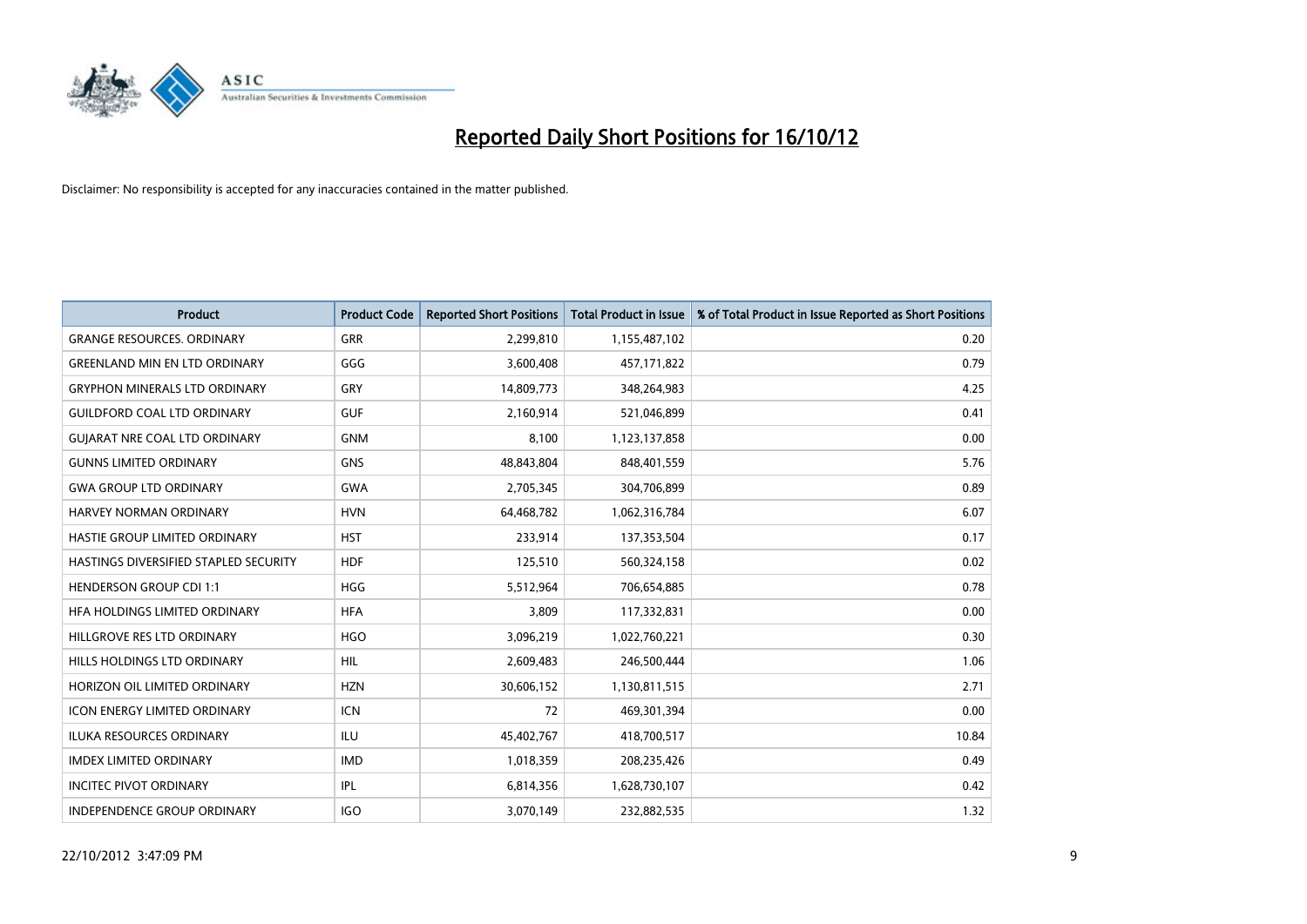# Reported Daily Short Positions for 16/10/12

Disclaimer: No responsibility is accepted for any inaccuracies contained in the matter published.

| Product | Product Code | Reported Short Positions | Total Product in Issue | % of Total Product in Issue Reported as Short Positions |
|---|---|---|---|---|
| GRANGE RESOURCES. ORDINARY | GRR | 2,299,810 | 1,155,487,102 | 0.20 |
| GREENLAND MIN EN LTD ORDINARY | GGG | 3,600,408 | 457,171,822 | 0.79 |
| GRYPHON MINERALS LTD ORDINARY | GRY | 14,809,773 | 348,264,983 | 4.25 |
| GUILDFORD COAL LTD ORDINARY | GUF | 2,160,914 | 521,046,899 | 0.41 |
| GUJARAT NRE COAL LTD ORDINARY | GNM | 8,100 | 1,123,137,858 | 0.00 |
| GUNNS LIMITED ORDINARY | GNS | 48,843,804 | 848,401,559 | 5.76 |
| GWA GROUP LTD ORDINARY | GWA | 2,705,345 | 304,706,899 | 0.89 |
| HARVEY NORMAN ORDINARY | HVN | 64,468,782 | 1,062,316,784 | 6.07 |
| HASTIE GROUP LIMITED ORDINARY | HST | 233,914 | 137,353,504 | 0.17 |
| HASTINGS DIVERSIFIED STAPLED SECURITY | HDF | 125,510 | 560,324,158 | 0.02 |
| HENDERSON GROUP CDI 1:1 | HGG | 5,512,964 | 706,654,885 | 0.78 |
| HFA HOLDINGS LIMITED ORDINARY | HFA | 3,809 | 117,332,831 | 0.00 |
| HILLGROVE RES LTD ORDINARY | HGO | 3,096,219 | 1,022,760,221 | 0.30 |
| HILLS HOLDINGS LTD ORDINARY | HIL | 2,609,483 | 246,500,444 | 1.06 |
| HORIZON OIL LIMITED ORDINARY | HZN | 30,606,152 | 1,130,811,515 | 2.71 |
| ICON ENERGY LIMITED ORDINARY | ICN | 72 | 469,301,394 | 0.00 |
| ILUKA RESOURCES ORDINARY | ILU | 45,402,767 | 418,700,517 | 10.84 |
| IMDEX LIMITED ORDINARY | IMD | 1,018,359 | 208,235,426 | 0.49 |
| INCITEC PIVOT ORDINARY | IPL | 6,814,356 | 1,628,730,107 | 0.42 |
| INDEPENDENCE GROUP ORDINARY | IGO | 3,070,149 | 232,882,535 | 1.32 |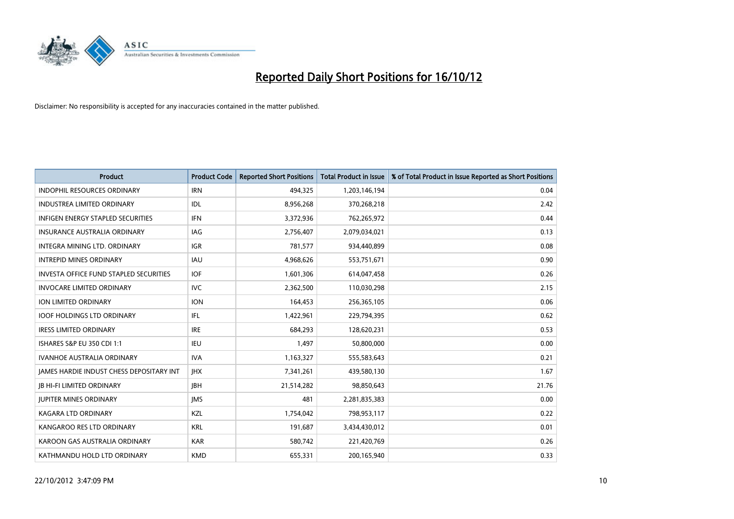# Reported Daily Short Positions for 16/10/12

Disclaimer: No responsibility is accepted for any inaccuracies contained in the matter published.

| Product | Product Code | Reported Short Positions | Total Product in Issue | % of Total Product in Issue Reported as Short Positions |
|---|---|---|---|---|
| INDOPHIL RESOURCES ORDINARY | IRN | 494,325 | 1,203,146,194 | 0.04 |
| INDUSTREA LIMITED ORDINARY | IDL | 8,956,268 | 370,268,218 | 2.42 |
| INFIGEN ENERGY STAPLED SECURITIES | IFN | 3,372,936 | 762,265,972 | 0.44 |
| INSURANCE AUSTRALIA ORDINARY | IAG | 2,756,407 | 2,079,034,021 | 0.13 |
| INTEGRA MINING LTD. ORDINARY | IGR | 781,577 | 934,440,899 | 0.08 |
| INTREPID MINES ORDINARY | IAU | 4,968,626 | 553,751,671 | 0.90 |
| INVESTA OFFICE FUND STAPLED SECURITIES | IOF | 1,601,306 | 614,047,458 | 0.26 |
| INVOCARE LIMITED ORDINARY | IVC | 2,362,500 | 110,030,298 | 2.15 |
| ION LIMITED ORDINARY | ION | 164,453 | 256,365,105 | 0.06 |
| IOOF HOLDINGS LTD ORDINARY | IFL | 1,422,961 | 229,794,395 | 0.62 |
| IRESS LIMITED ORDINARY | IRE | 684,293 | 128,620,231 | 0.53 |
| ISHARES S&P EU 350 CDI 1:1 | IEU | 1,497 | 50,800,000 | 0.00 |
| IVANHOE AUSTRALIA ORDINARY | IVA | 1,163,327 | 555,583,643 | 0.21 |
| JAMES HARDIE INDUST CHESS DEPOSITARY INT | JHX | 7,341,261 | 439,580,130 | 1.67 |
| JB HI-FI LIMITED ORDINARY | JBH | 21,514,282 | 98,850,643 | 21.76 |
| JUPITER MINES ORDINARY | JMS | 481 | 2,281,835,383 | 0.00 |
| KAGARA LTD ORDINARY | KZL | 1,754,042 | 798,953,117 | 0.22 |
| KANGAROO RES LTD ORDINARY | KRL | 191,687 | 3,434,430,012 | 0.01 |
| KAROON GAS AUSTRALIA ORDINARY | KAR | 580,742 | 221,420,769 | 0.26 |
| KATHMANDU HOLD LTD ORDINARY | KMD | 655,331 | 200,165,940 | 0.33 |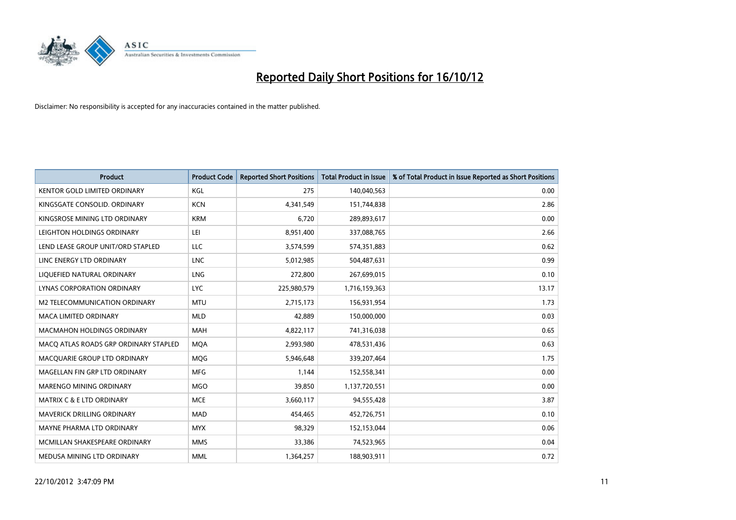# Reported Daily Short Positions for 16/10/12

Disclaimer: No responsibility is accepted for any inaccuracies contained in the matter published.

| Product | Product Code | Reported Short Positions | Total Product in Issue | % of Total Product in Issue Reported as Short Positions |
|---|---|---|---|---|
| KENTOR GOLD LIMITED ORDINARY | KGL | 275 | 140,040,563 | 0.00 |
| KINGSGATE CONSOLID. ORDINARY | KCN | 4,341,549 | 151,744,838 | 2.86 |
| KINGSROSE MINING LTD ORDINARY | KRM | 6,720 | 289,893,617 | 0.00 |
| LEIGHTON HOLDINGS ORDINARY | LEI | 8,951,400 | 337,088,765 | 2.66 |
| LEND LEASE GROUP UNIT/ORD STAPLED | LLC | 3,574,599 | 574,351,883 | 0.62 |
| LINC ENERGY LTD ORDINARY | LNC | 5,012,985 | 504,487,631 | 0.99 |
| LIQUEFIED NATURAL ORDINARY | LNG | 272,800 | 267,699,015 | 0.10 |
| LYNAS CORPORATION ORDINARY | LYC | 225,980,579 | 1,716,159,363 | 13.17 |
| M2 TELECOMMUNICATION ORDINARY | MTU | 2,715,173 | 156,931,954 | 1.73 |
| MACA LIMITED ORDINARY | MLD | 42,889 | 150,000,000 | 0.03 |
| MACMAHON HOLDINGS ORDINARY | MAH | 4,822,117 | 741,316,038 | 0.65 |
| MACQ ATLAS ROADS GRP ORDINARY STAPLED | MQA | 2,993,980 | 478,531,436 | 0.63 |
| MACQUARIE GROUP LTD ORDINARY | MQG | 5,946,648 | 339,207,464 | 1.75 |
| MAGELLAN FIN GRP LTD ORDINARY | MFG | 1,144 | 152,558,341 | 0.00 |
| MARENGO MINING ORDINARY | MGO | 39,850 | 1,137,720,551 | 0.00 |
| MATRIX C & E LTD ORDINARY | MCE | 3,660,117 | 94,555,428 | 3.87 |
| MAVERICK DRILLING ORDINARY | MAD | 454,465 | 452,726,751 | 0.10 |
| MAYNE PHARMA LTD ORDINARY | MYX | 98,329 | 152,153,044 | 0.06 |
| MCMILLAN SHAKESPEARE ORDINARY | MMS | 33,386 | 74,523,965 | 0.04 |
| MEDUSA MINING LTD ORDINARY | MML | 1,364,257 | 188,903,911 | 0.72 |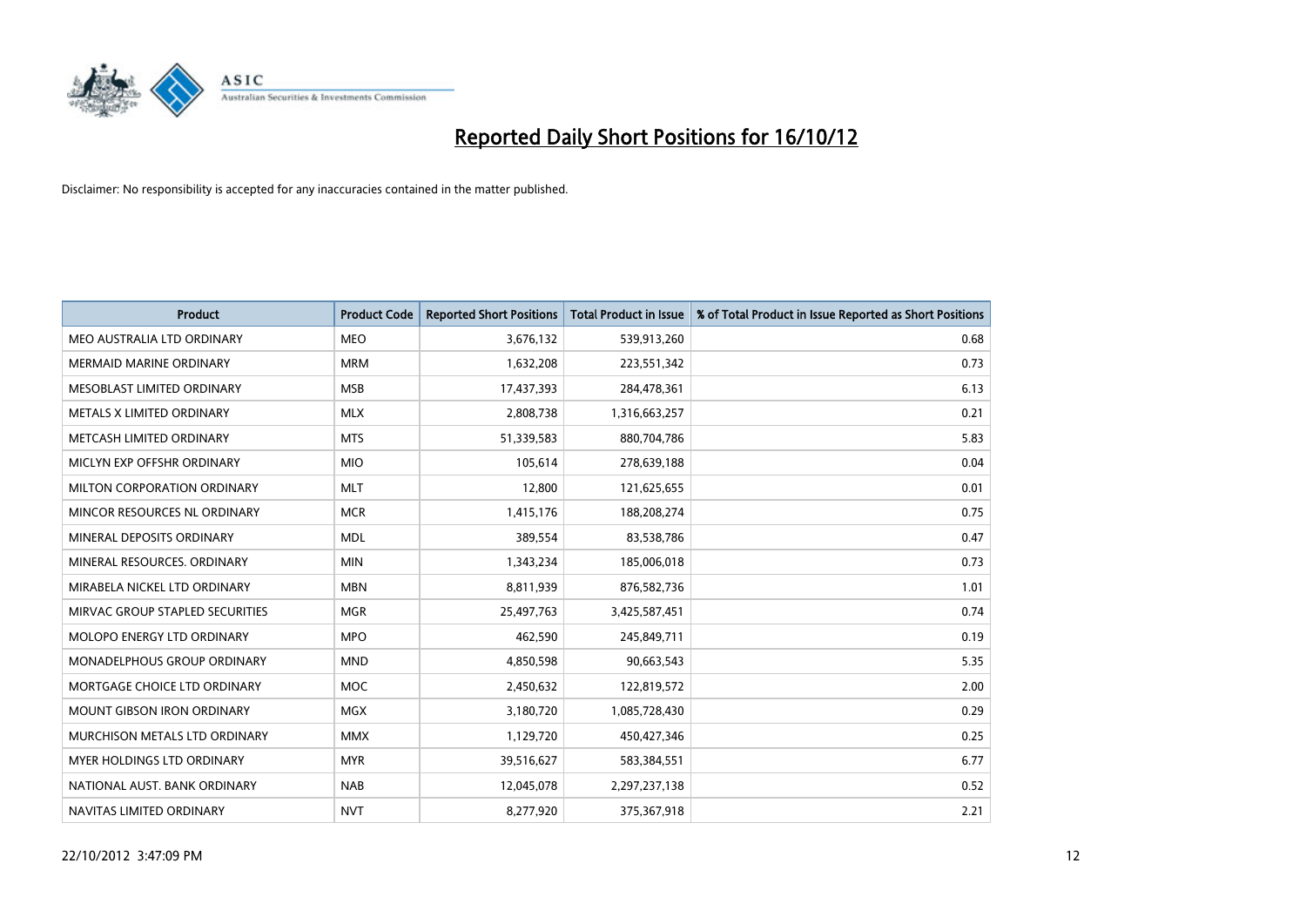# Reported Daily Short Positions for 16/10/12

Disclaimer: No responsibility is accepted for any inaccuracies contained in the matter published.

| Product | Product Code | Reported Short Positions | Total Product in Issue | % of Total Product in Issue Reported as Short Positions |
| --- | --- | --- | --- | --- |
| MEO AUSTRALIA LTD ORDINARY | MEO | 3,676,132 | 539,913,260 | 0.68 |
| MERMAID MARINE ORDINARY | MRM | 1,632,208 | 223,551,342 | 0.73 |
| MESOBLAST LIMITED ORDINARY | MSB | 17,437,393 | 284,478,361 | 6.13 |
| METALS X LIMITED ORDINARY | MLX | 2,808,738 | 1,316,663,257 | 0.21 |
| METCASH LIMITED ORDINARY | MTS | 51,339,583 | 880,704,786 | 5.83 |
| MICLYN EXP OFFSHR ORDINARY | MIO | 105,614 | 278,639,188 | 0.04 |
| MILTON CORPORATION ORDINARY | MLT | 12,800 | 121,625,655 | 0.01 |
| MINCOR RESOURCES NL ORDINARY | MCR | 1,415,176 | 188,208,274 | 0.75 |
| MINERAL DEPOSITS ORDINARY | MDL | 389,554 | 83,538,786 | 0.47 |
| MINERAL RESOURCES. ORDINARY | MIN | 1,343,234 | 185,006,018 | 0.73 |
| MIRABELA NICKEL LTD ORDINARY | MBN | 8,811,939 | 876,582,736 | 1.01 |
| MIRVAC GROUP STAPLED SECURITIES | MGR | 25,497,763 | 3,425,587,451 | 0.74 |
| MOLOPO ENERGY LTD ORDINARY | MPO | 462,590 | 245,849,711 | 0.19 |
| MONADELPHOUS GROUP ORDINARY | MND | 4,850,598 | 90,663,543 | 5.35 |
| MORTGAGE CHOICE LTD ORDINARY | MOC | 2,450,632 | 122,819,572 | 2.00 |
| MOUNT GIBSON IRON ORDINARY | MGX | 3,180,720 | 1,085,728,430 | 0.29 |
| MURCHISON METALS LTD ORDINARY | MMX | 1,129,720 | 450,427,346 | 0.25 |
| MYER HOLDINGS LTD ORDINARY | MYR | 39,516,627 | 583,384,551 | 6.77 |
| NATIONAL AUST. BANK ORDINARY | NAB | 12,045,078 | 2,297,237,138 | 0.52 |
| NAVITAS LIMITED ORDINARY | NVT | 8,277,920 | 375,367,918 | 2.21 |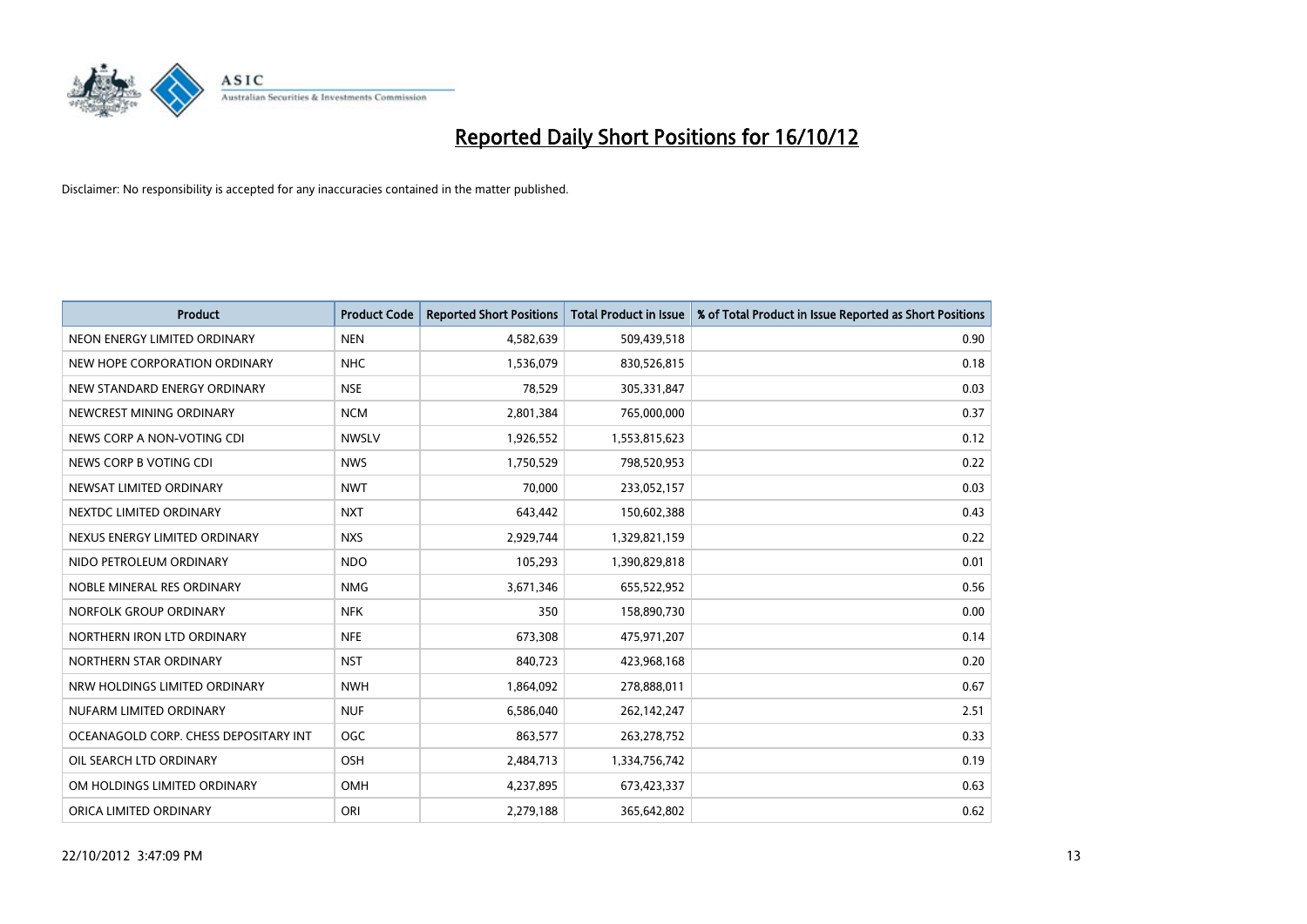# Reported Daily Short Positions for 16/10/12

Disclaimer: No responsibility is accepted for any inaccuracies contained in the matter published.

| Product | Product Code | Reported Short Positions | Total Product in Issue | % of Total Product in Issue Reported as Short Positions |
|---|---|---|---|---|
| NEON ENERGY LIMITED ORDINARY | NEN | 4,582,639 | 509,439,518 | 0.90 |
| NEW HOPE CORPORATION ORDINARY | NHC | 1,536,079 | 830,526,815 | 0.18 |
| NEW STANDARD ENERGY ORDINARY | NSE | 78,529 | 305,331,847 | 0.03 |
| NEWCREST MINING ORDINARY | NCM | 2,801,384 | 765,000,000 | 0.37 |
| NEWS CORP A NON-VOTING CDI | NWSLV | 1,926,552 | 1,553,815,623 | 0.12 |
| NEWS CORP B VOTING CDI | NWS | 1,750,529 | 798,520,953 | 0.22 |
| NEWSAT LIMITED ORDINARY | NWT | 70,000 | 233,052,157 | 0.03 |
| NEXTDC LIMITED ORDINARY | NXT | 643,442 | 150,602,388 | 0.43 |
| NEXUS ENERGY LIMITED ORDINARY | NXS | 2,929,744 | 1,329,821,159 | 0.22 |
| NIDO PETROLEUM ORDINARY | NDO | 105,293 | 1,390,829,818 | 0.01 |
| NOBLE MINERAL RES ORDINARY | NMG | 3,671,346 | 655,522,952 | 0.56 |
| NORFOLK GROUP ORDINARY | NFK | 350 | 158,890,730 | 0.00 |
| NORTHERN IRON LTD ORDINARY | NFE | 673,308 | 475,971,207 | 0.14 |
| NORTHERN STAR ORDINARY | NST | 840,723 | 423,968,168 | 0.20 |
| NRW HOLDINGS LIMITED ORDINARY | NWH | 1,864,092 | 278,888,011 | 0.67 |
| NUFARM LIMITED ORDINARY | NUF | 6,586,040 | 262,142,247 | 2.51 |
| OCEANAGOLD CORP. CHESS DEPOSITARY INT | OGC | 863,577 | 263,278,752 | 0.33 |
| OIL SEARCH LTD ORDINARY | OSH | 2,484,713 | 1,334,756,742 | 0.19 |
| OM HOLDINGS LIMITED ORDINARY | OMH | 4,237,895 | 673,423,337 | 0.63 |
| ORICA LIMITED ORDINARY | ORI | 2,279,188 | 365,642,802 | 0.62 |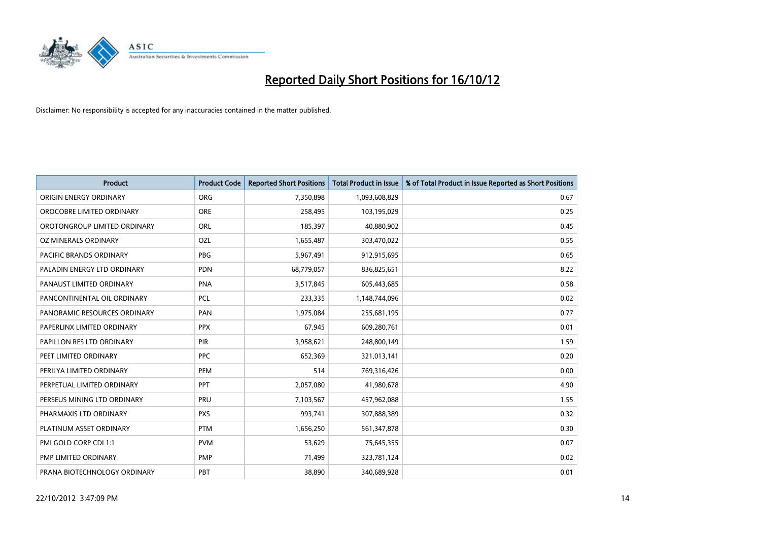# Reported Daily Short Positions for 16/10/12

Disclaimer: No responsibility is accepted for any inaccuracies contained in the matter published.

| Product | Product Code | Reported Short Positions | Total Product in Issue | % of Total Product in Issue Reported as Short Positions |
|---|---|---|---|---|
| ORIGIN ENERGY ORDINARY | ORG | 7,350,898 | 1,093,608,829 | 0.67 |
| OROCOBRE LIMITED ORDINARY | ORE | 258,495 | 103,195,029 | 0.25 |
| OROTONGROUP LIMITED ORDINARY | ORL | 185,397 | 40,880,902 | 0.45 |
| OZ MINERALS ORDINARY | OZL | 1,655,487 | 303,470,022 | 0.55 |
| PACIFIC BRANDS ORDINARY | PBG | 5,967,491 | 912,915,695 | 0.65 |
| PALADIN ENERGY LTD ORDINARY | PDN | 68,779,057 | 836,825,651 | 8.22 |
| PANAUST LIMITED ORDINARY | PNA | 3,517,845 | 605,443,685 | 0.58 |
| PANCONTINENTAL OIL ORDINARY | PCL | 233,335 | 1,148,744,096 | 0.02 |
| PANORAMIC RESOURCES ORDINARY | PAN | 1,975,084 | 255,681,195 | 0.77 |
| PAPERLINX LIMITED ORDINARY | PPX | 67,945 | 609,280,761 | 0.01 |
| PAPILLON RES LTD ORDINARY | PIR | 3,958,621 | 248,800,149 | 1.59 |
| PEET LIMITED ORDINARY | PPC | 652,369 | 321,013,141 | 0.20 |
| PERILYA LIMITED ORDINARY | PEM | 514 | 769,316,426 | 0.00 |
| PERPETUAL LIMITED ORDINARY | PPT | 2,057,080 | 41,980,678 | 4.90 |
| PERSEUS MINING LTD ORDINARY | PRU | 7,103,567 | 457,962,088 | 1.55 |
| PHARMAXIS LTD ORDINARY | PXS | 993,741 | 307,888,389 | 0.32 |
| PLATINUM ASSET ORDINARY | PTM | 1,656,250 | 561,347,878 | 0.30 |
| PMI GOLD CORP CDI 1:1 | PVM | 53,629 | 75,645,355 | 0.07 |
| PMP LIMITED ORDINARY | PMP | 71,499 | 323,781,124 | 0.02 |
| PRANA BIOTECHNOLOGY ORDINARY | PBT | 38,890 | 340,689,928 | 0.01 |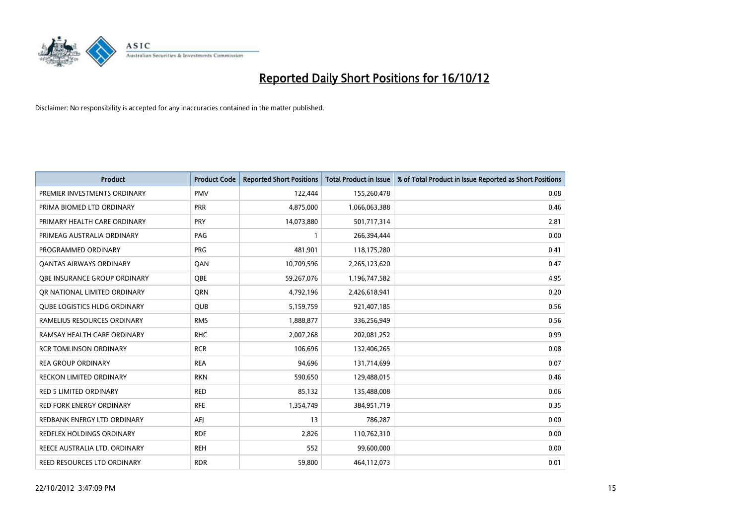# Reported Daily Short Positions for 16/10/12

Disclaimer: No responsibility is accepted for any inaccuracies contained in the matter published.

| Product | Product Code | Reported Short Positions | Total Product in Issue | % of Total Product in Issue Reported as Short Positions |
|---|---|---|---|---|
| PREMIER INVESTMENTS ORDINARY | PMV | 122,444 | 155,260,478 | 0.08 |
| PRIMA BIOMED LTD ORDINARY | PRR | 4,875,000 | 1,066,063,388 | 0.46 |
| PRIMARY HEALTH CARE ORDINARY | PRY | 14,073,880 | 501,717,314 | 2.81 |
| PRIMEAG AUSTRALIA ORDINARY | PAG | 1 | 266,394,444 | 0.00 |
| PROGRAMMED ORDINARY | PRG | 481,901 | 118,175,280 | 0.41 |
| QANTAS AIRWAYS ORDINARY | QAN | 10,709,596 | 2,265,123,620 | 0.47 |
| QBE INSURANCE GROUP ORDINARY | QBE | 59,267,076 | 1,196,747,582 | 4.95 |
| QR NATIONAL LIMITED ORDINARY | QRN | 4,792,196 | 2,426,618,941 | 0.20 |
| QUBE LOGISTICS HLDG ORDINARY | QUB | 5,159,759 | 921,407,185 | 0.56 |
| RAMELIUS RESOURCES ORDINARY | RMS | 1,888,877 | 336,256,949 | 0.56 |
| RAMSAY HEALTH CARE ORDINARY | RHC | 2,007,268 | 202,081,252 | 0.99 |
| RCR TOMLINSON ORDINARY | RCR | 106,696 | 132,406,265 | 0.08 |
| REA GROUP ORDINARY | REA | 94,696 | 131,714,699 | 0.07 |
| RECKON LIMITED ORDINARY | RKN | 590,650 | 129,488,015 | 0.46 |
| RED 5 LIMITED ORDINARY | RED | 85,132 | 135,488,008 | 0.06 |
| RED FORK ENERGY ORDINARY | RFE | 1,354,749 | 384,951,719 | 0.35 |
| REDBANK ENERGY LTD ORDINARY | AEJ | 13 | 786,287 | 0.00 |
| REDFLEX HOLDINGS ORDINARY | RDF | 2,826 | 110,762,310 | 0.00 |
| REECE AUSTRALIA LTD. ORDINARY | REH | 552 | 99,600,000 | 0.00 |
| REED RESOURCES LTD ORDINARY | RDR | 59,800 | 464,112,073 | 0.01 |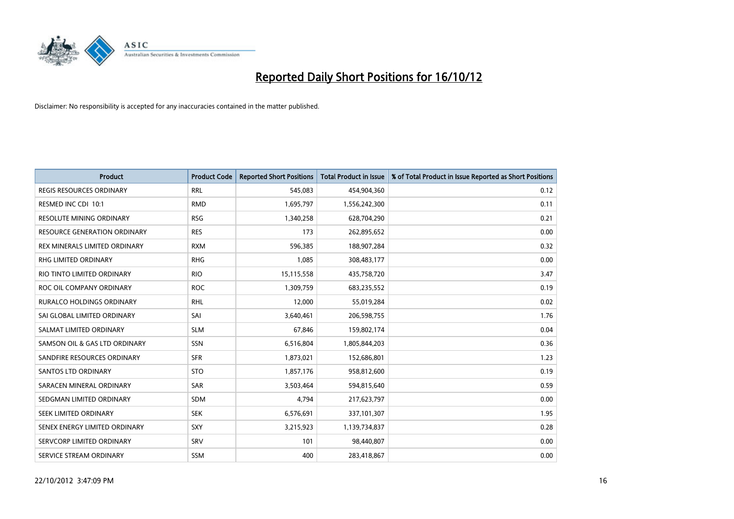# Reported Daily Short Positions for 16/10/12

Disclaimer: No responsibility is accepted for any inaccuracies contained in the matter published.

| Product | Product Code | Reported Short Positions | Total Product in Issue | % of Total Product in Issue Reported as Short Positions |
|---|---|---|---|---|
| REGIS RESOURCES ORDINARY | RRL | 545,083 | 454,904,360 | 0.12 |
| RESMED INC CDI 10:1 | RMD | 1,695,797 | 1,556,242,300 | 0.11 |
| RESOLUTE MINING ORDINARY | RSG | 1,340,258 | 628,704,290 | 0.21 |
| RESOURCE GENERATION ORDINARY | RES | 173 | 262,895,652 | 0.00 |
| REX MINERALS LIMITED ORDINARY | RXM | 596,385 | 188,907,284 | 0.32 |
| RHG LIMITED ORDINARY | RHG | 1,085 | 308,483,177 | 0.00 |
| RIO TINTO LIMITED ORDINARY | RIO | 15,115,558 | 435,758,720 | 3.47 |
| ROC OIL COMPANY ORDINARY | ROC | 1,309,759 | 683,235,552 | 0.19 |
| RURALCO HOLDINGS ORDINARY | RHL | 12,000 | 55,019,284 | 0.02 |
| SAI GLOBAL LIMITED ORDINARY | SAI | 3,640,461 | 206,598,755 | 1.76 |
| SALMAT LIMITED ORDINARY | SLM | 67,846 | 159,802,174 | 0.04 |
| SAMSON OIL & GAS LTD ORDINARY | SSN | 6,516,804 | 1,805,844,203 | 0.36 |
| SANDFIRE RESOURCES ORDINARY | SFR | 1,873,021 | 152,686,801 | 1.23 |
| SANTOS LTD ORDINARY | STO | 1,857,176 | 958,812,600 | 0.19 |
| SARACEN MINERAL ORDINARY | SAR | 3,503,464 | 594,815,640 | 0.59 |
| SEDGMAN LIMITED ORDINARY | SDM | 4,794 | 217,623,797 | 0.00 |
| SEEK LIMITED ORDINARY | SEK | 6,576,691 | 337,101,307 | 1.95 |
| SENEX ENERGY LIMITED ORDINARY | SXY | 3,215,923 | 1,139,734,837 | 0.28 |
| SERVCORP LIMITED ORDINARY | SRV | 101 | 98,440,807 | 0.00 |
| SERVICE STREAM ORDINARY | SSM | 400 | 283,418,867 | 0.00 |

22/10/2012 3:47:09 PM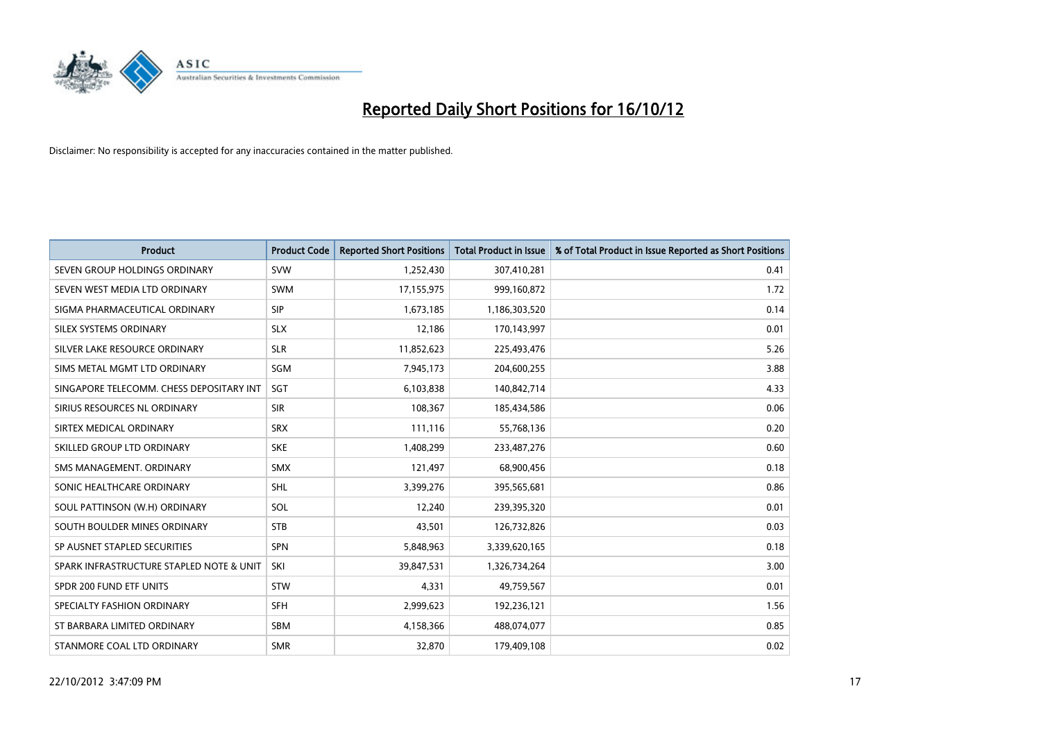# Reported Daily Short Positions for 16/10/12

Disclaimer: No responsibility is accepted for any inaccuracies contained in the matter published.

| Product | Product Code | Reported Short Positions | Total Product in Issue | % of Total Product in Issue Reported as Short Positions |
|---|---|---|---|---|
| SEVEN GROUP HOLDINGS ORDINARY | SVW | 1,252,430 | 307,410,281 | 0.41 |
| SEVEN WEST MEDIA LTD ORDINARY | SWM | 17,155,975 | 999,160,872 | 1.72 |
| SIGMA PHARMACEUTICAL ORDINARY | SIP | 1,673,185 | 1,186,303,520 | 0.14 |
| SILEX SYSTEMS ORDINARY | SLX | 12,186 | 170,143,997 | 0.01 |
| SILVER LAKE RESOURCE ORDINARY | SLR | 11,852,623 | 225,493,476 | 5.26 |
| SIMS METAL MGMT LTD ORDINARY | SGM | 7,945,173 | 204,600,255 | 3.88 |
| SINGAPORE TELECOMM. CHESS DEPOSITARY INT | SGT | 6,103,838 | 140,842,714 | 4.33 |
| SIRIUS RESOURCES NL ORDINARY | SIR | 108,367 | 185,434,586 | 0.06 |
| SIRTEX MEDICAL ORDINARY | SRX | 111,116 | 55,768,136 | 0.20 |
| SKILLED GROUP LTD ORDINARY | SKE | 1,408,299 | 233,487,276 | 0.60 |
| SMS MANAGEMENT. ORDINARY | SMX | 121,497 | 68,900,456 | 0.18 |
| SONIC HEALTHCARE ORDINARY | SHL | 3,399,276 | 395,565,681 | 0.86 |
| SOUL PATTINSON (W.H) ORDINARY | SOL | 12,240 | 239,395,320 | 0.01 |
| SOUTH BOULDER MINES ORDINARY | STB | 43,501 | 126,732,826 | 0.03 |
| SP AUSNET STAPLED SECURITIES | SPN | 5,848,963 | 3,339,620,165 | 0.18 |
| SPARK INFRASTRUCTURE STAPLED NOTE & UNIT | SKI | 39,847,531 | 1,326,734,264 | 3.00 |
| SPDR 200 FUND ETF UNITS | STW | 4,331 | 49,759,567 | 0.01 |
| SPECIALTY FASHION ORDINARY | SFH | 2,999,623 | 192,236,121 | 1.56 |
| ST BARBARA LIMITED ORDINARY | SBM | 4,158,366 | 488,074,077 | 0.85 |
| STANMORE COAL LTD ORDINARY | SMR | 32,870 | 179,409,108 | 0.02 |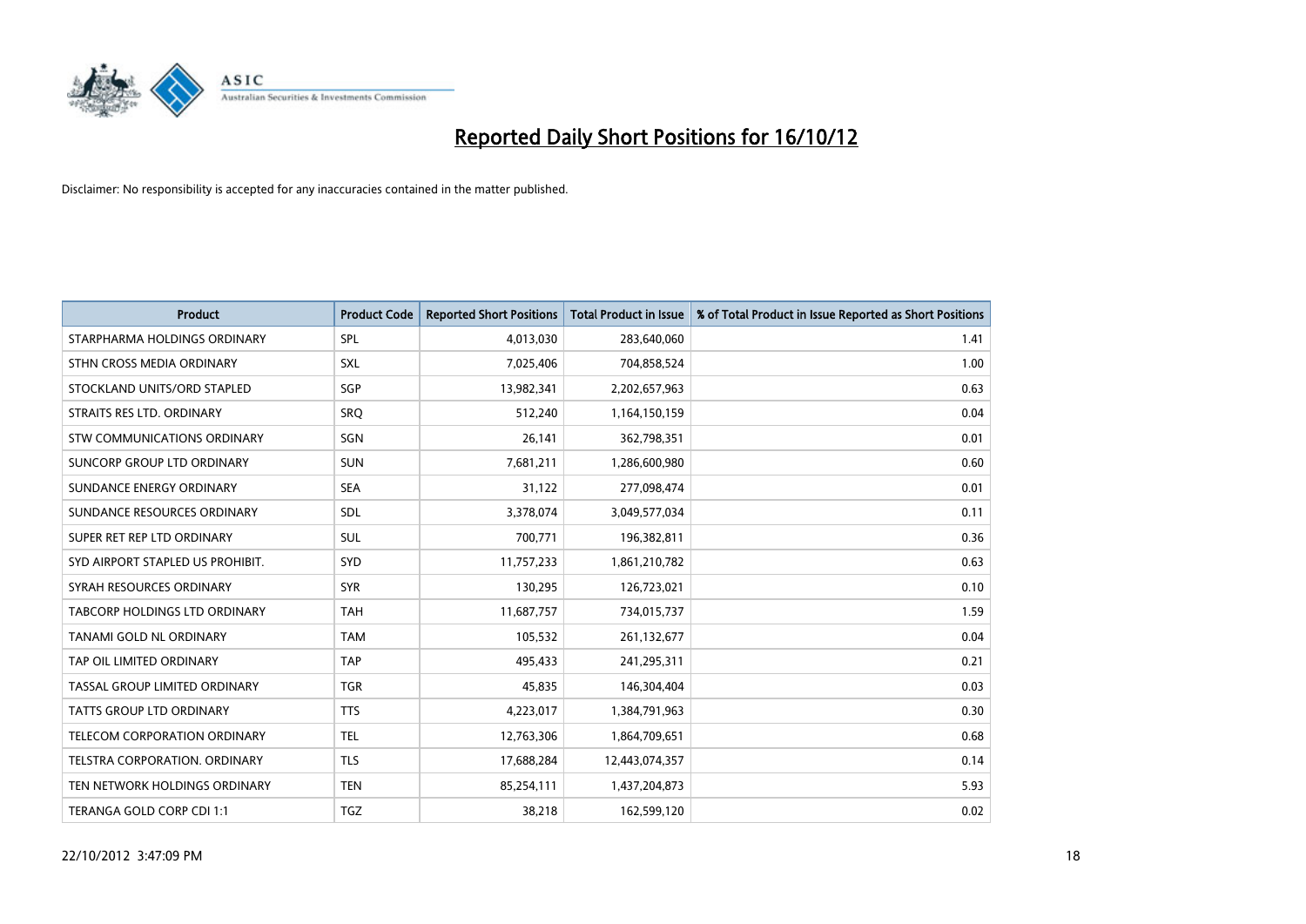# Reported Daily Short Positions for 16/10/12

Disclaimer: No responsibility is accepted for any inaccuracies contained in the matter published.

| Product | Product Code | Reported Short Positions | Total Product in Issue | % of Total Product in Issue Reported as Short Positions |
|---|---|---|---|---|
| STARPHARMA HOLDINGS ORDINARY | SPL | 4,013,030 | 283,640,060 | 1.41 |
| STHN CROSS MEDIA ORDINARY | SXL | 7,025,406 | 704,858,524 | 1.00 |
| STOCKLAND UNITS/ORD STAPLED | SGP | 13,982,341 | 2,202,657,963 | 0.63 |
| STRAITS RES LTD. ORDINARY | SRQ | 512,240 | 1,164,150,159 | 0.04 |
| STW COMMUNICATIONS ORDINARY | SGN | 26,141 | 362,798,351 | 0.01 |
| SUNCORP GROUP LTD ORDINARY | SUN | 7,681,211 | 1,286,600,980 | 0.60 |
| SUNDANCE ENERGY ORDINARY | SEA | 31,122 | 277,098,474 | 0.01 |
| SUNDANCE RESOURCES ORDINARY | SDL | 3,378,074 | 3,049,577,034 | 0.11 |
| SUPER RET REP LTD ORDINARY | SUL | 700,771 | 196,382,811 | 0.36 |
| SYD AIRPORT STAPLED US PROHIBIT. | SYD | 11,757,233 | 1,861,210,782 | 0.63 |
| SYRAH RESOURCES ORDINARY | SYR | 130,295 | 126,723,021 | 0.10 |
| TABCORP HOLDINGS LTD ORDINARY | TAH | 11,687,757 | 734,015,737 | 1.59 |
| TANAMI GOLD NL ORDINARY | TAM | 105,532 | 261,132,677 | 0.04 |
| TAP OIL LIMITED ORDINARY | TAP | 495,433 | 241,295,311 | 0.21 |
| TASSAL GROUP LIMITED ORDINARY | TGR | 45,835 | 146,304,404 | 0.03 |
| TATTS GROUP LTD ORDINARY | TTS | 4,223,017 | 1,384,791,963 | 0.30 |
| TELECOM CORPORATION ORDINARY | TEL | 12,763,306 | 1,864,709,651 | 0.68 |
| TELSTRA CORPORATION. ORDINARY | TLS | 17,688,284 | 12,443,074,357 | 0.14 |
| TEN NETWORK HOLDINGS ORDINARY | TEN | 85,254,111 | 1,437,204,873 | 5.93 |
| TERANGA GOLD CORP CDI 1:1 | TGZ | 38,218 | 162,599,120 | 0.02 |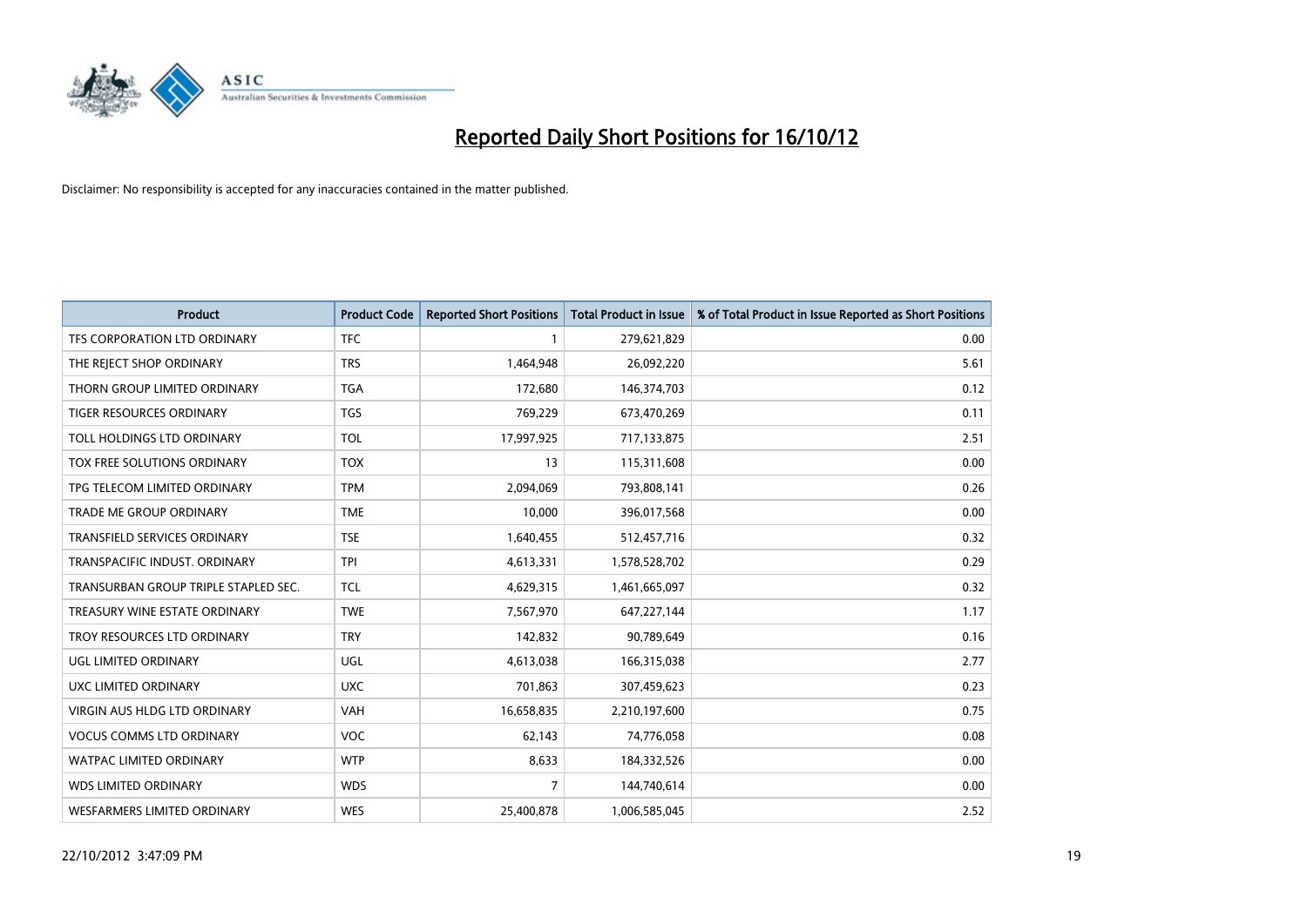# Reported Daily Short Positions for 16/10/12

Disclaimer: No responsibility is accepted for any inaccuracies contained in the matter published.

| Product | Product Code | Reported Short Positions | Total Product in Issue | % of Total Product in Issue Reported as Short Positions |
|---|---|---|---|---|
| TFS CORPORATION LTD ORDINARY | TFC | 1 | 279,621,829 | 0.00 |
| THE REJECT SHOP ORDINARY | TRS | 1,464,948 | 26,092,220 | 5.61 |
| THORN GROUP LIMITED ORDINARY | TGA | 172,680 | 146,374,703 | 0.12 |
| TIGER RESOURCES ORDINARY | TGS | 769,229 | 673,470,269 | 0.11 |
| TOLL HOLDINGS LTD ORDINARY | TOL | 17,997,925 | 717,133,875 | 2.51 |
| TOX FREE SOLUTIONS ORDINARY | TOX | 13 | 115,311,608 | 0.00 |
| TPG TELECOM LIMITED ORDINARY | TPM | 2,094,069 | 793,808,141 | 0.26 |
| TRADE ME GROUP ORDINARY | TME | 10,000 | 396,017,568 | 0.00 |
| TRANSFIELD SERVICES ORDINARY | TSE | 1,640,455 | 512,457,716 | 0.32 |
| TRANSPACIFIC INDUST. ORDINARY | TPI | 4,613,331 | 1,578,528,702 | 0.29 |
| TRANSURBAN GROUP TRIPLE STAPLED SEC. | TCL | 4,629,315 | 1,461,665,097 | 0.32 |
| TREASURY WINE ESTATE ORDINARY | TWE | 7,567,970 | 647,227,144 | 1.17 |
| TROY RESOURCES LTD ORDINARY | TRY | 142,832 | 90,789,649 | 0.16 |
| UGL LIMITED ORDINARY | UGL | 4,613,038 | 166,315,038 | 2.77 |
| UXC LIMITED ORDINARY | UXC | 701,863 | 307,459,623 | 0.23 |
| VIRGIN AUS HLDG LTD ORDINARY | VAH | 16,658,835 | 2,210,197,600 | 0.75 |
| VOCUS COMMS LTD ORDINARY | VOC | 62,143 | 74,776,058 | 0.08 |
| WATPAC LIMITED ORDINARY | WTP | 8,633 | 184,332,526 | 0.00 |
| WDS LIMITED ORDINARY | WDS | 7 | 144,740,614 | 0.00 |
| WESFARMERS LIMITED ORDINARY | WES | 25,400,878 | 1,006,585,045 | 2.52 |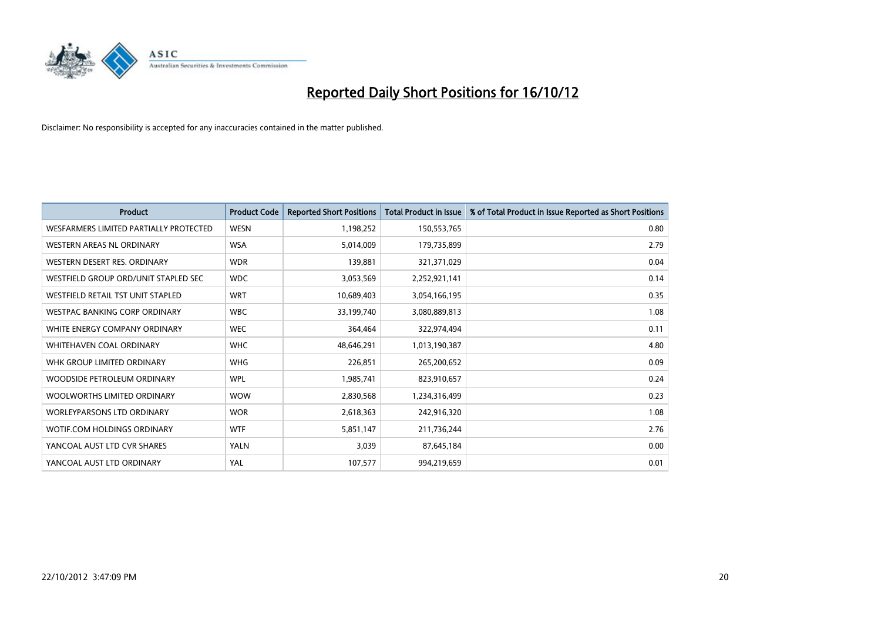# Reported Daily Short Positions for 16/10/12

Disclaimer: No responsibility is accepted for any inaccuracies contained in the matter published.

| Product | Product Code | Reported Short Positions | Total Product in Issue | % of Total Product in Issue Reported as Short Positions |
|---|---|---|---|---|
| WESFARMERS LIMITED PARTIALLY PROTECTED | WESN | 1,198,252 | 150,553,765 | 0.80 |
| WESTERN AREAS NL ORDINARY | WSA | 5,014,009 | 179,735,899 | 2.79 |
| WESTERN DESERT RES. ORDINARY | WDR | 139,881 | 321,371,029 | 0.04 |
| WESTFIELD GROUP ORD/UNIT STAPLED SEC | WDC | 3,053,569 | 2,252,921,141 | 0.14 |
| WESTFIELD RETAIL TST UNIT STAPLED | WRT | 10,689,403 | 3,054,166,195 | 0.35 |
| WESTPAC BANKING CORP ORDINARY | WBC | 33,199,740 | 3,080,889,813 | 1.08 |
| WHITE ENERGY COMPANY ORDINARY | WEC | 364,464 | 322,974,494 | 0.11 |
| WHITEHAVEN COAL ORDINARY | WHC | 48,646,291 | 1,013,190,387 | 4.80 |
| WHK GROUP LIMITED ORDINARY | WHG | 226,851 | 265,200,652 | 0.09 |
| WOODSIDE PETROLEUM ORDINARY | WPL | 1,985,741 | 823,910,657 | 0.24 |
| WOOLWORTHS LIMITED ORDINARY | WOW | 2,830,568 | 1,234,316,499 | 0.23 |
| WORLEYPARSONS LTD ORDINARY | WOR | 2,618,363 | 242,916,320 | 1.08 |
| WOTIF.COM HOLDINGS ORDINARY | WTF | 5,851,147 | 211,736,244 | 2.76 |
| YANCOAL AUST LTD CVR SHARES | YALN | 3,039 | 87,645,184 | 0.00 |
| YANCOAL AUST LTD ORDINARY | YAL | 107,577 | 994,219,659 | 0.01 |